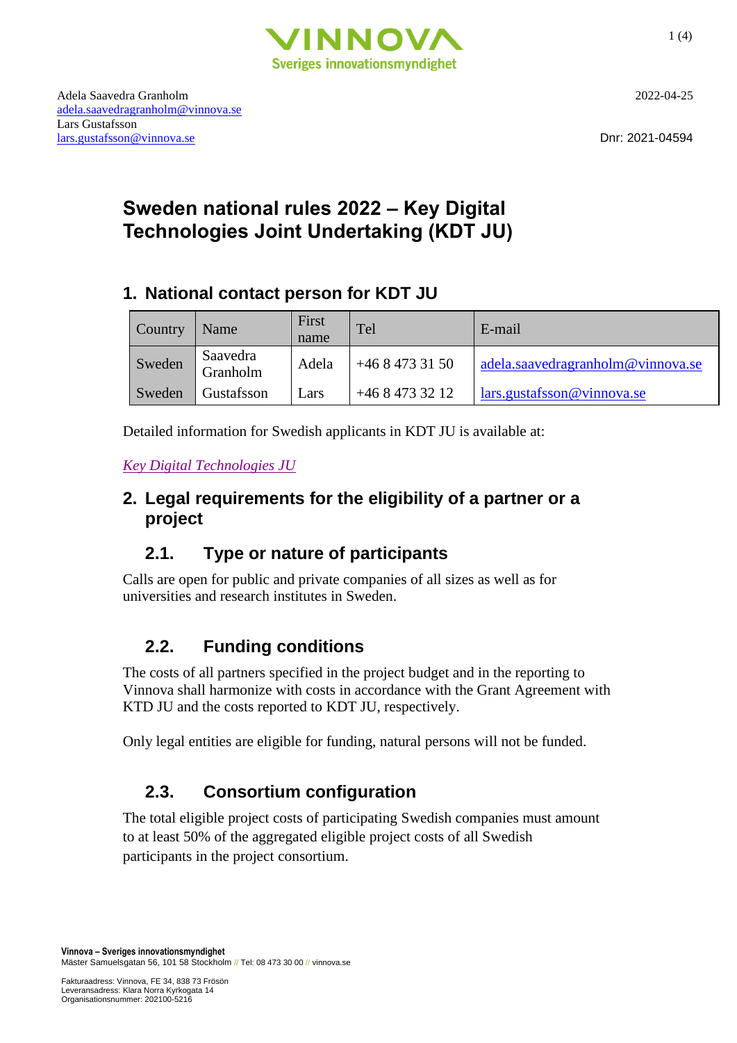Adela Saavedra Granholm
adela.saavedragranholm@vinnova.se
Lars Gustafsson
lars.gustafsson@vinnova.se

2022-04-25

Dnr: 2021-04594

# Sweden national rules 2022 – Key Digital Technologies Joint Undertaking (KDT JU)

## 1. National contact person for KDT JU

| Country | Name | First name | Tel | E-mail |
|---|---|---|---|---|
| Sweden | Saavedra Granholm | Adela | +46 8 473 31 50 | adela.saavedragranholm@vinnova.se |
| Sweden | Gustafsson | Lars | +46 8 473 32 12 | lars.gustafsson@vinnova.se |

Detailed information for Swedish applicants in KDT JU is available at:

*Key Digital Technologies JU*

## 2. Legal requirements for the eligibility of a partner or a project

### 2.1. Type or nature of participants

Calls are open for public and private companies of all sizes as well as for universities and research institutes in Sweden.

### 2.2. Funding conditions

The costs of all partners specified in the project budget and in the reporting to Vinnova shall harmonize with costs in accordance with the Grant Agreement with KTD JU and the costs reported to KDT JU, respectively.

Only legal entities are eligible for funding, natural persons will not be funded.

### 2.3. Consortium configuration

The total eligible project costs of participating Swedish companies must amount to at least 50% of the aggregated eligible project costs of all Swedish participants in the project consortium.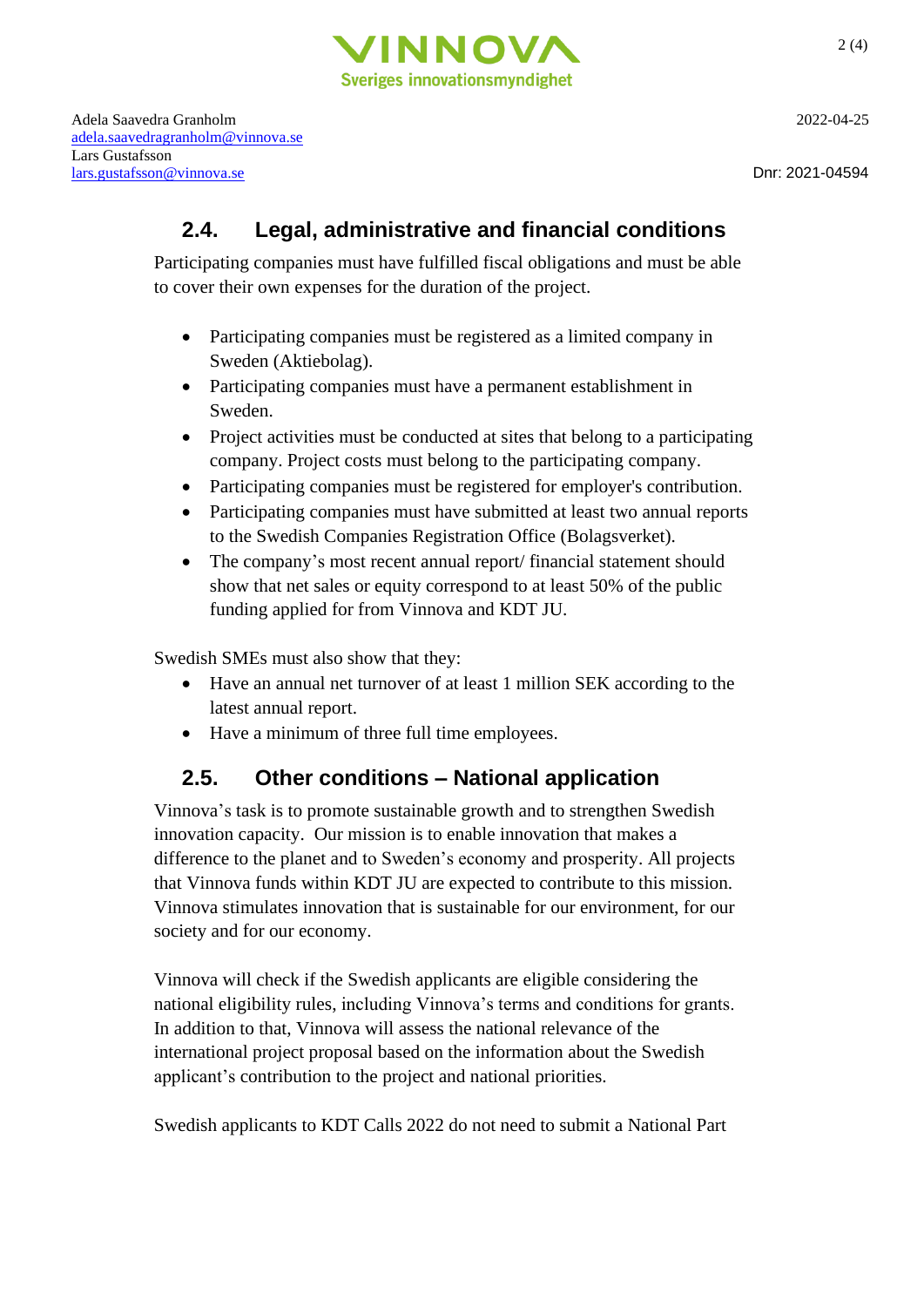## 2.4. Legal, administrative and financial conditions

Participating companies must have fulfilled fiscal obligations and must be able to cover their own expenses for the duration of the project.

- Participating companies must be registered as a limited company in Sweden (Aktiebolag).
- Participating companies must have a permanent establishment in Sweden.
- Project activities must be conducted at sites that belong to a participating company. Project costs must belong to the participating company.
- Participating companies must be registered for employer's contribution.
- Participating companies must have submitted at least two annual reports to the Swedish Companies Registration Office (Bolagsverket).
- The company's most recent annual report/ financial statement should show that net sales or equity correspond to at least 50% of the public funding applied for from Vinnova and KDT JU.

Swedish SMEs must also show that they:

- Have an annual net turnover of at least 1 million SEK according to the latest annual report.
- Have a minimum of three full time employees.

## 2.5. Other conditions – National application

Vinnova's task is to promote sustainable growth and to strengthen Swedish innovation capacity. Our mission is to enable innovation that makes a difference to the planet and to Sweden's economy and prosperity. All projects that Vinnova funds within KDT JU are expected to contribute to this mission. Vinnova stimulates innovation that is sustainable for our environment, for our society and for our economy.

Vinnova will check if the Swedish applicants are eligible considering the national eligibility rules, including Vinnova's terms and conditions for grants. In addition to that, Vinnova will assess the national relevance of the international project proposal based on the information about the Swedish applicant's contribution to the project and national priorities.

Swedish applicants to KDT Calls 2022 do not need to submit a National Part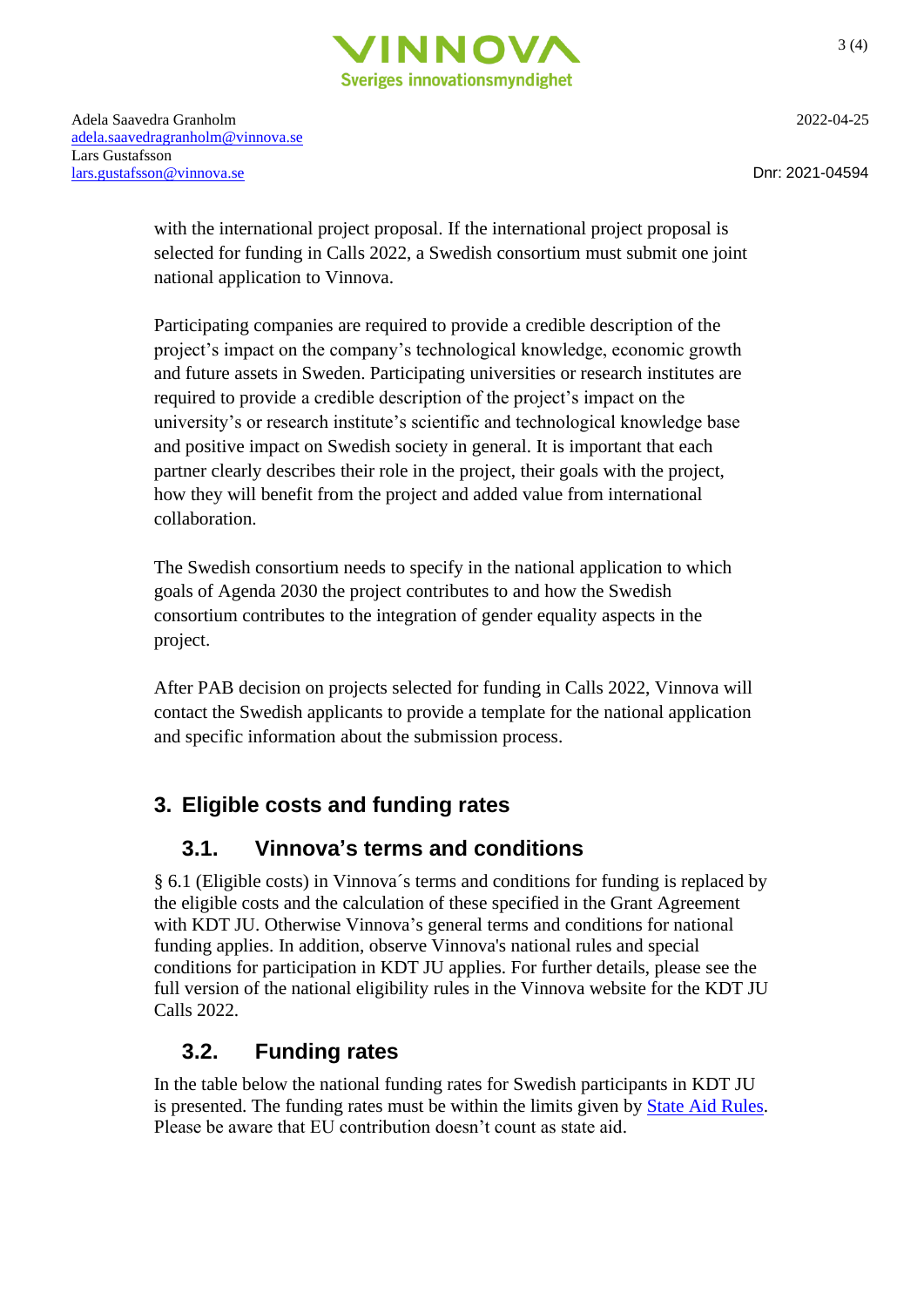with the international project proposal. If the international project proposal is selected for funding in Calls 2022, a Swedish consortium must submit one joint national application to Vinnova.

Participating companies are required to provide a credible description of the project's impact on the company's technological knowledge, economic growth and future assets in Sweden. Participating universities or research institutes are required to provide a credible description of the project's impact on the university's or research institute's scientific and technological knowledge base and positive impact on Swedish society in general. It is important that each partner clearly describes their role in the project, their goals with the project, how they will benefit from the project and added value from international collaboration.

The Swedish consortium needs to specify in the national application to which goals of Agenda 2030 the project contributes to and how the Swedish consortium contributes to the integration of gender equality aspects in the project.

After PAB decision on projects selected for funding in Calls 2022, Vinnova will contact the Swedish applicants to provide a template for the national application and specific information about the submission process.

## 3. Eligible costs and funding rates

### 3.1. Vinnova's terms and conditions

§ 6.1 (Eligible costs) in Vinnova´s terms and conditions for funding is replaced by the eligible costs and the calculation of these specified in the Grant Agreement with KDT JU. Otherwise Vinnova's general terms and conditions for national funding applies. In addition, observe Vinnova's national rules and special conditions for participation in KDT JU applies. For further details, please see the full version of the national eligibility rules in the Vinnova website for the KDT JU Calls 2022.

### 3.2. Funding rates

In the table below the national funding rates for Swedish participants in KDT JU is presented. The funding rates must be within the limits given by State Aid Rules. Please be aware that EU contribution doesn't count as state aid.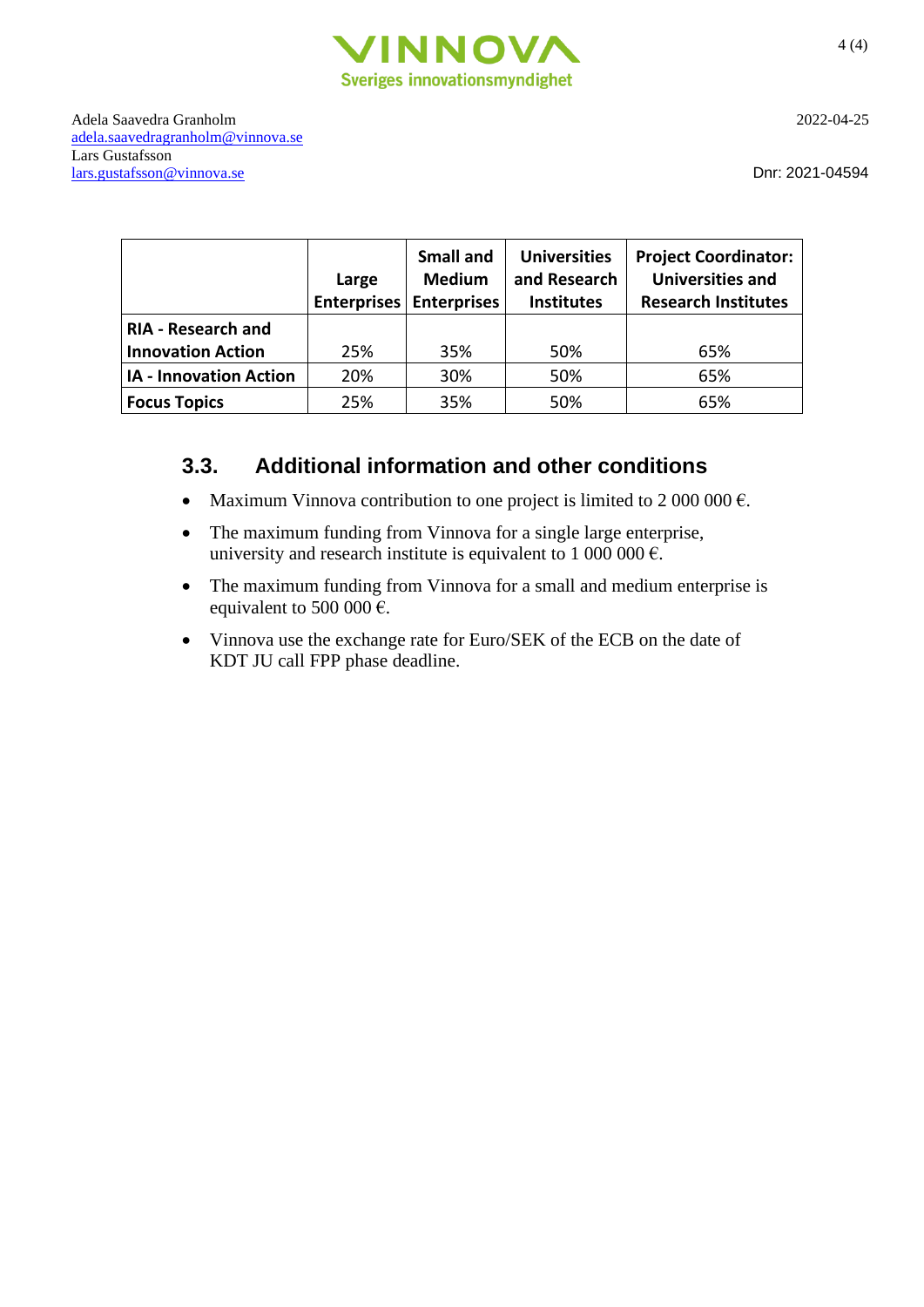Adela Saavedra Granholm
adela.saavedragranholm@vinnova.se
Lars Gustafsson
lars.gustafsson@vinnova.se

2022-04-25

Dnr: 2021-04594

| | Large Enterprises | Small and Medium Enterprises | Universities and Research Institutes | Project Coordinator: Universities and Research Institutes |
|---|---|---|---|---|
| **RIA - Research and Innovation Action** | 25% | 35% | 50% | 65% |
| **IA - Innovation Action** | 20% | 30% | 50% | 65% |
| **Focus Topics** | 25% | 35% | 50% | 65% |

## 3.3. Additional information and other conditions

- Maximum Vinnova contribution to one project is limited to 2 000 000 €.
- The maximum funding from Vinnova for a single large enterprise, university and research institute is equivalent to 1 000 000 €.
- The maximum funding from Vinnova for a small and medium enterprise is equivalent to 500 000 €.
- Vinnova use the exchange rate for Euro/SEK of the ECB on the date of KDT JU call FPP phase deadline.